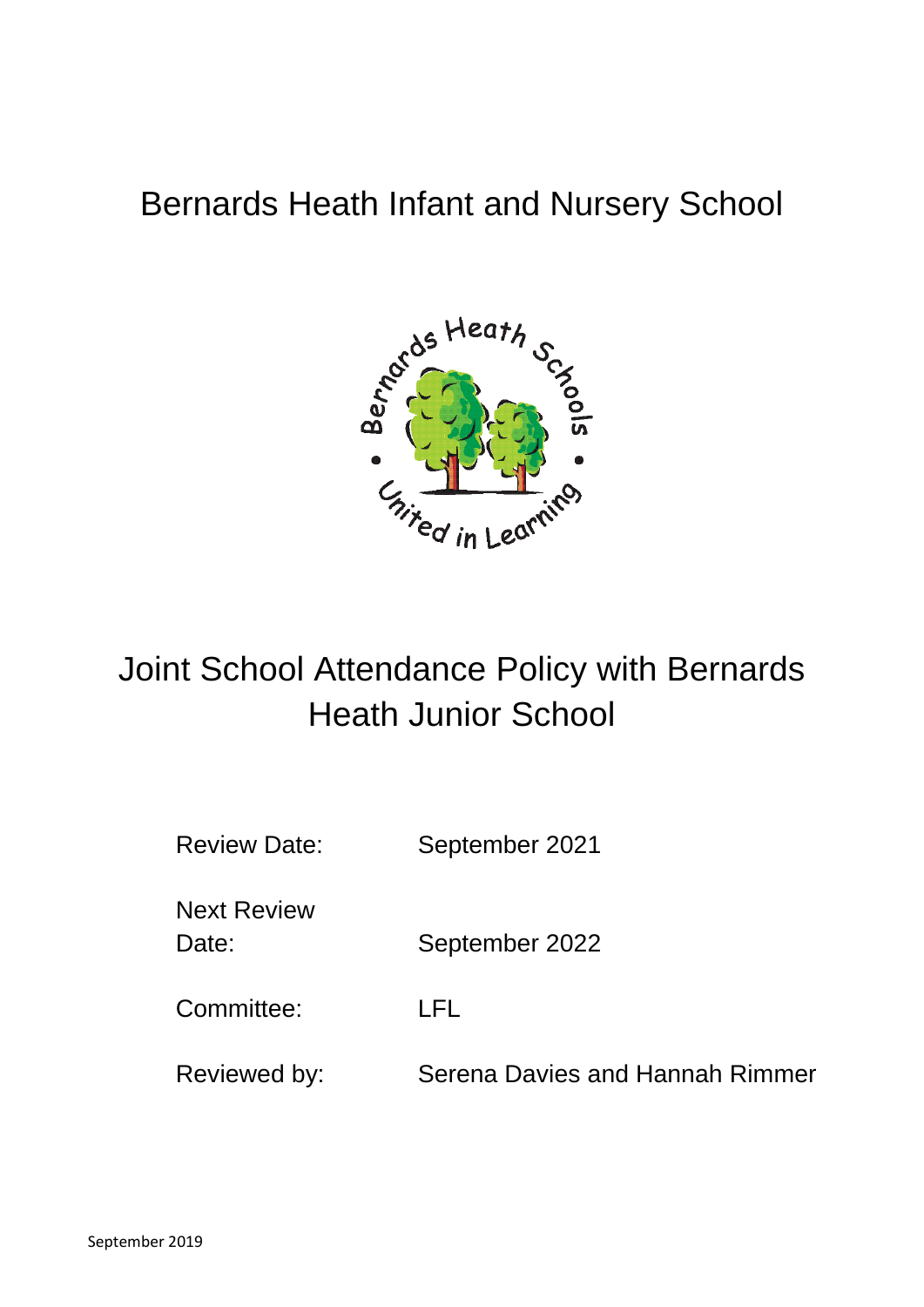# Bernards Heath Infant and Nursery School

# Joint School Attendance Policy with Bernards Heath Junior School

| | |
|---|---|
| Review Date: | September 2021 |
| Next Review Date: | September 2022 |
| Committee: | LFL |
| Reviewed by: | Serena Davies and Hannah Rimmer |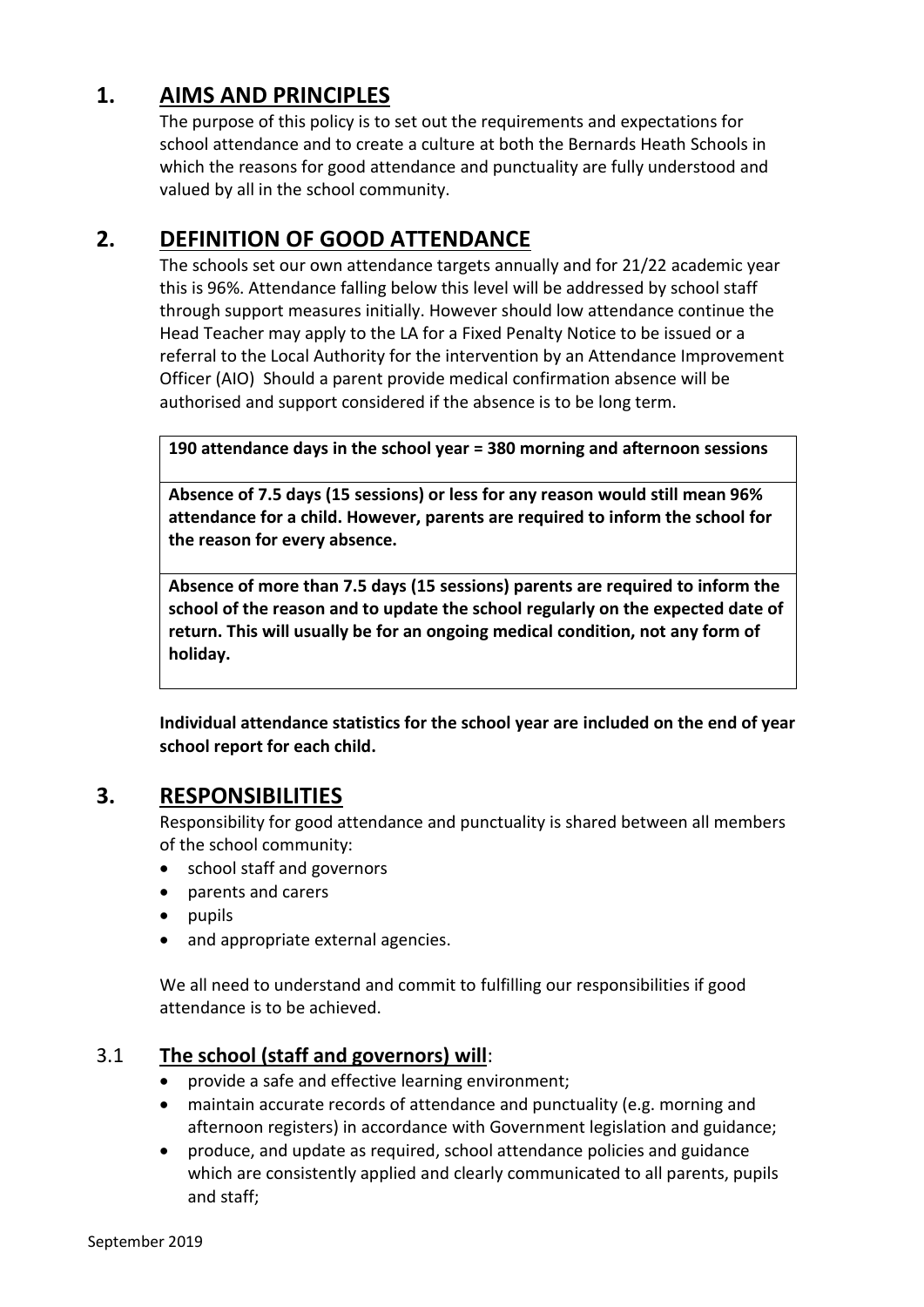## 1. AIMS AND PRINCIPLES

The purpose of this policy is to set out the requirements and expectations for school attendance and to create a culture at both the Bernards Heath Schools in which the reasons for good attendance and punctuality are fully understood and valued by all in the school community.

## 2. DEFINITION OF GOOD ATTENDANCE

The schools set our own attendance targets annually and for 21/22 academic year this is 96%. Attendance falling below this level will be addressed by school staff through support measures initially. However should low attendance continue the Head Teacher may apply to the LA for a Fixed Penalty Notice to be issued or a referral to the Local Authority for the intervention by an Attendance Improvement Officer (AIO) Should a parent provide medical confirmation absence will be authorised and support considered if the absence is to be long term.

| **190 attendance days in the school year = 380 morning and afternoon sessions** |
|---|
| **Absence of 7.5 days (15 sessions) or less for any reason would still mean 96% attendance for a child. However, parents are required to inform the school for the reason for every absence.** |
| **Absence of more than 7.5 days (15 sessions) parents are required to inform the school of the reason and to update the school regularly on the expected date of return. This will usually be for an ongoing medical condition, not any form of holiday.** |

**Individual attendance statistics for the school year are included on the end of year school report for each child.**

## 3. RESPONSIBILITIES

Responsibility for good attendance and punctuality is shared between all members of the school community:

- school staff and governors
- parents and carers
- pupils
- and appropriate external agencies.

We all need to understand and commit to fulfilling our responsibilities if good attendance is to be achieved.

### 3.1 The school (staff and governors) will:

- provide a safe and effective learning environment;
- maintain accurate records of attendance and punctuality (e.g. morning and afternoon registers) in accordance with Government legislation and guidance;
- produce, and update as required, school attendance policies and guidance which are consistently applied and clearly communicated to all parents, pupils and staff;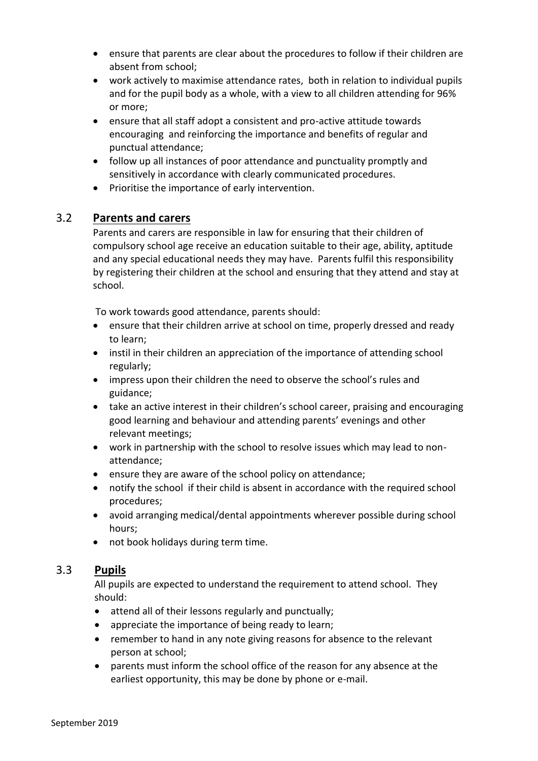- ensure that parents are clear about the procedures to follow if their children are absent from school;
- work actively to maximise attendance rates, both in relation to individual pupils and for the pupil body as a whole, with a view to all children attending for 96% or more;
- ensure that all staff adopt a consistent and pro-active attitude towards encouraging and reinforcing the importance and benefits of regular and punctual attendance;
- follow up all instances of poor attendance and punctuality promptly and sensitively in accordance with clearly communicated procedures.
- Prioritise the importance of early intervention.

## 3.2 Parents and carers

Parents and carers are responsible in law for ensuring that their children of compulsory school age receive an education suitable to their age, ability, aptitude and any special educational needs they may have. Parents fulfil this responsibility by registering their children at the school and ensuring that they attend and stay at school.

To work towards good attendance, parents should:

- ensure that their children arrive at school on time, properly dressed and ready to learn;
- instil in their children an appreciation of the importance of attending school regularly;
- impress upon their children the need to observe the school's rules and guidance;
- take an active interest in their children's school career, praising and encouraging good learning and behaviour and attending parents' evenings and other relevant meetings;
- work in partnership with the school to resolve issues which may lead to non-attendance;
- ensure they are aware of the school policy on attendance;
- notify the school if their child is absent in accordance with the required school procedures;
- avoid arranging medical/dental appointments wherever possible during school hours;
- not book holidays during term time.

## 3.3 Pupils

All pupils are expected to understand the requirement to attend school. They should:

- attend all of their lessons regularly and punctually;
- appreciate the importance of being ready to learn;
- remember to hand in any note giving reasons for absence to the relevant person at school;
- parents must inform the school office of the reason for any absence at the earliest opportunity, this may be done by phone or e-mail.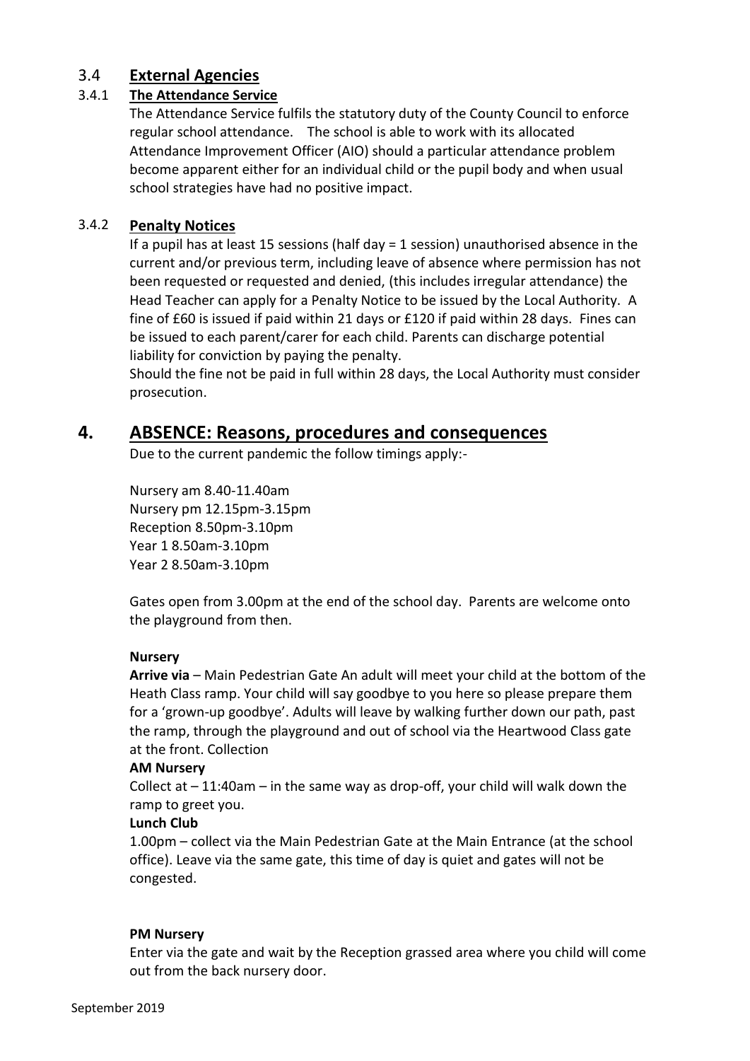## 3.4 External Agencies

### 3.4.1 The Attendance Service

The Attendance Service fulfils the statutory duty of the County Council to enforce regular school attendance. The school is able to work with its allocated Attendance Improvement Officer (AIO) should a particular attendance problem become apparent either for an individual child or the pupil body and when usual school strategies have had no positive impact.

### 3.4.2 Penalty Notices

If a pupil has at least 15 sessions (half day = 1 session) unauthorised absence in the current and/or previous term, including leave of absence where permission has not been requested or requested and denied, (this includes irregular attendance) the Head Teacher can apply for a Penalty Notice to be issued by the Local Authority. A fine of £60 is issued if paid within 21 days or £120 if paid within 28 days. Fines can be issued to each parent/carer for each child. Parents can discharge potential liability for conviction by paying the penalty.

Should the fine not be paid in full within 28 days, the Local Authority must consider prosecution.

# 4. ABSENCE: Reasons, procedures and consequences

Due to the current pandemic the follow timings apply:-

Nursery am 8.40-11.40am
Nursery pm 12.15pm-3.15pm
Reception 8.50pm-3.10pm
Year 1 8.50am-3.10pm
Year 2 8.50am-3.10pm

Gates open from 3.00pm at the end of the school day. Parents are welcome onto the playground from then.

**Nursery**

**Arrive via** – Main Pedestrian Gate An adult will meet your child at the bottom of the Heath Class ramp. Your child will say goodbye to you here so please prepare them for a 'grown-up goodbye'. Adults will leave by walking further down our path, past the ramp, through the playground and out of school via the Heartwood Class gate at the front. Collection

**AM Nursery**

Collect at – 11:40am – in the same way as drop-off, your child will walk down the ramp to greet you.

**Lunch Club**

1.00pm – collect via the Main Pedestrian Gate at the Main Entrance (at the school office). Leave via the same gate, this time of day is quiet and gates will not be congested.

**PM Nursery**

Enter via the gate and wait by the Reception grassed area where you child will come out from the back nursery door.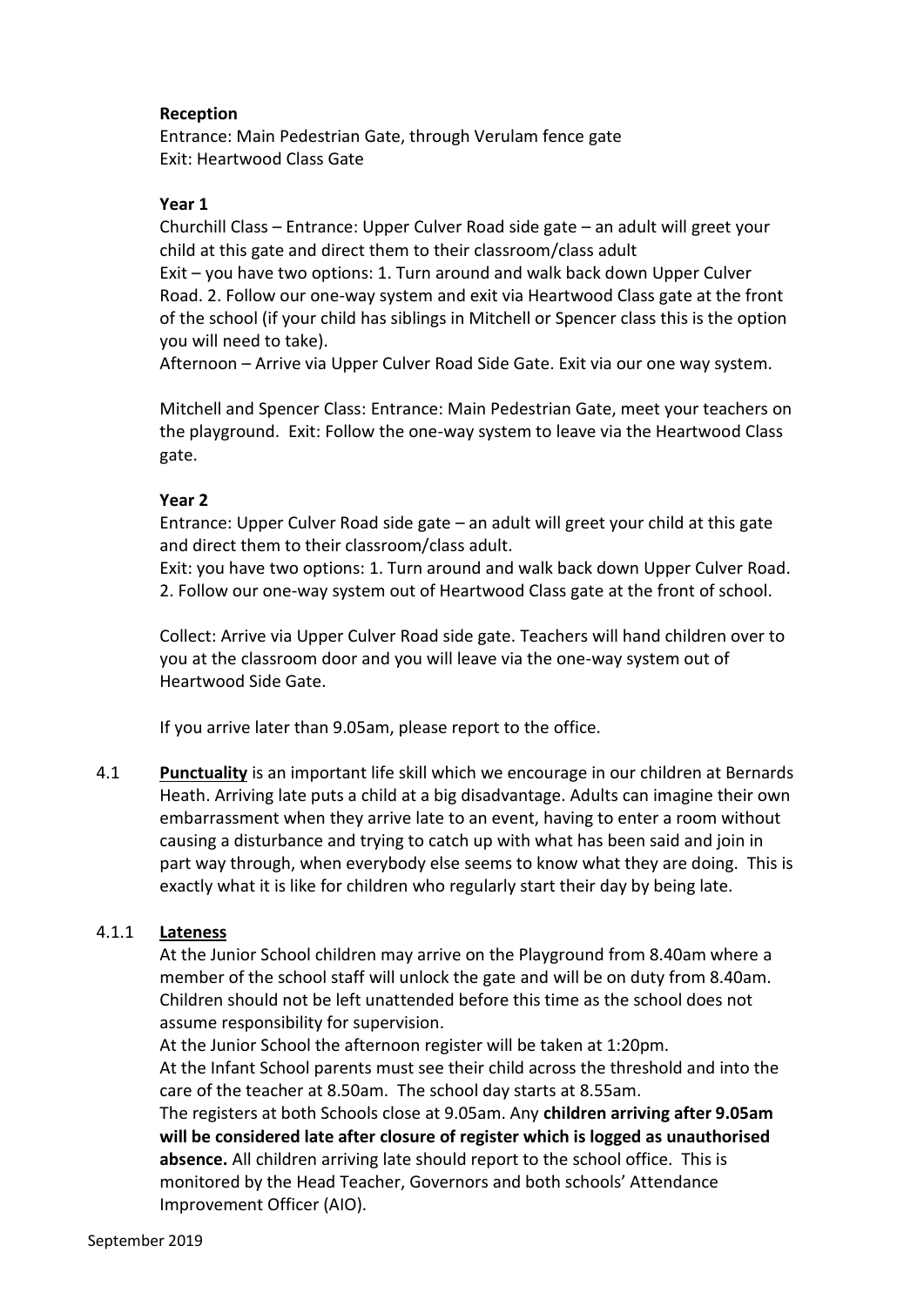**Reception**

Entrance: Main Pedestrian Gate, through Verulam fence gate
Exit: Heartwood Class Gate

**Year 1**

Churchill Class – Entrance: Upper Culver Road side gate – an adult will greet your child at this gate and direct them to their classroom/class adult
Exit – you have two options: 1. Turn around and walk back down Upper Culver Road. 2. Follow our one-way system and exit via Heartwood Class gate at the front of the school (if your child has siblings in Mitchell or Spencer class this is the option you will need to take).
Afternoon – Arrive via Upper Culver Road Side Gate. Exit via our one way system.

Mitchell and Spencer Class: Entrance: Main Pedestrian Gate, meet your teachers on the playground. Exit: Follow the one-way system to leave via the Heartwood Class gate.

**Year 2**

Entrance: Upper Culver Road side gate – an adult will greet your child at this gate and direct them to their classroom/class adult.
Exit: you have two options: 1. Turn around and walk back down Upper Culver Road. 2. Follow our one-way system out of Heartwood Class gate at the front of school.

Collect: Arrive via Upper Culver Road side gate. Teachers will hand children over to you at the classroom door and you will leave via the one-way system out of Heartwood Side Gate.

If you arrive later than 9.05am, please report to the office.

4.1 **Punctuality** is an important life skill which we encourage in our children at Bernards Heath. Arriving late puts a child at a big disadvantage. Adults can imagine their own embarrassment when they arrive late to an event, having to enter a room without causing a disturbance and trying to catch up with what has been said and join in part way through, when everybody else seems to know what they are doing. This is exactly what it is like for children who regularly start their day by being late.

4.1.1 **Lateness**

At the Junior School children may arrive on the Playground from 8.40am where a member of the school staff will unlock the gate and will be on duty from 8.40am. Children should not be left unattended before this time as the school does not assume responsibility for supervision.
At the Junior School the afternoon register will be taken at 1:20pm.
At the Infant School parents must see their child across the threshold and into the care of the teacher at 8.50am. The school day starts at 8.55am.
The registers at both Schools close at 9.05am. Any **children arriving after 9.05am will be considered late after closure of register which is logged as unauthorised absence.** All children arriving late should report to the school office. This is monitored by the Head Teacher, Governors and both schools' Attendance Improvement Officer (AIO).

September 2019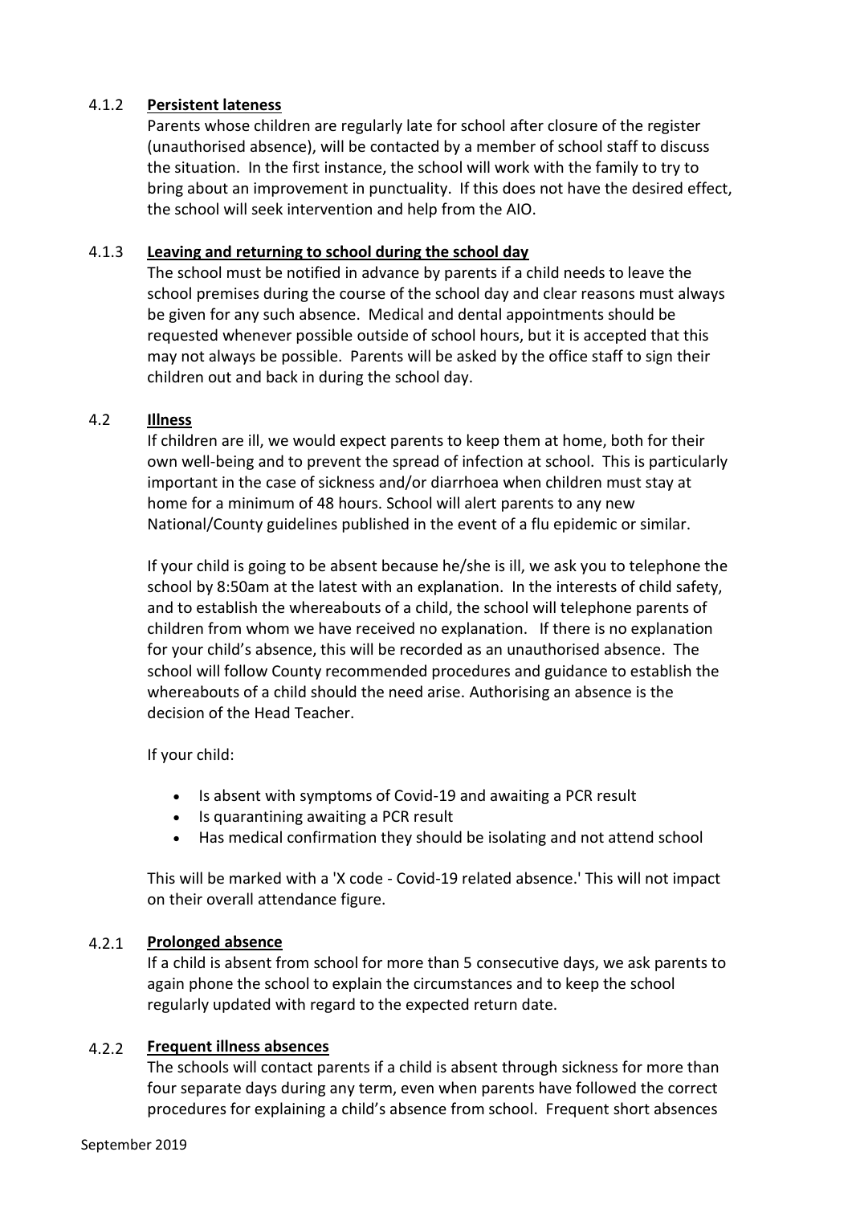#### 4.1.2 **Persistent lateness**

Parents whose children are regularly late for school after closure of the register (unauthorised absence), will be contacted by a member of school staff to discuss the situation. In the first instance, the school will work with the family to try to bring about an improvement in punctuality. If this does not have the desired effect, the school will seek intervention and help from the AIO.

#### 4.1.3 **Leaving and returning to school during the school day**

The school must be notified in advance by parents if a child needs to leave the school premises during the course of the school day and clear reasons must always be given for any such absence. Medical and dental appointments should be requested whenever possible outside of school hours, but it is accepted that this may not always be possible. Parents will be asked by the office staff to sign their children out and back in during the school day.

### 4.2 **Illness**

If children are ill, we would expect parents to keep them at home, both for their own well-being and to prevent the spread of infection at school. This is particularly important in the case of sickness and/or diarrhoea when children must stay at home for a minimum of 48 hours. School will alert parents to any new National/County guidelines published in the event of a flu epidemic or similar.

If your child is going to be absent because he/she is ill, we ask you to telephone the school by 8:50am at the latest with an explanation. In the interests of child safety, and to establish the whereabouts of a child, the school will telephone parents of children from whom we have received no explanation. If there is no explanation for your child's absence, this will be recorded as an unauthorised absence. The school will follow County recommended procedures and guidance to establish the whereabouts of a child should the need arise. Authorising an absence is the decision of the Head Teacher.

If your child:

- Is absent with symptoms of Covid-19 and awaiting a PCR result
- Is quarantining awaiting a PCR result
- Has medical confirmation they should be isolating and not attend school

This will be marked with a 'X code - Covid-19 related absence.' This will not impact on their overall attendance figure.

#### 4.2.1 **Prolonged absence**

If a child is absent from school for more than 5 consecutive days, we ask parents to again phone the school to explain the circumstances and to keep the school regularly updated with regard to the expected return date.

#### 4.2.2 **Frequent illness absences**

The schools will contact parents if a child is absent through sickness for more than four separate days during any term, even when parents have followed the correct procedures for explaining a child's absence from school. Frequent short absences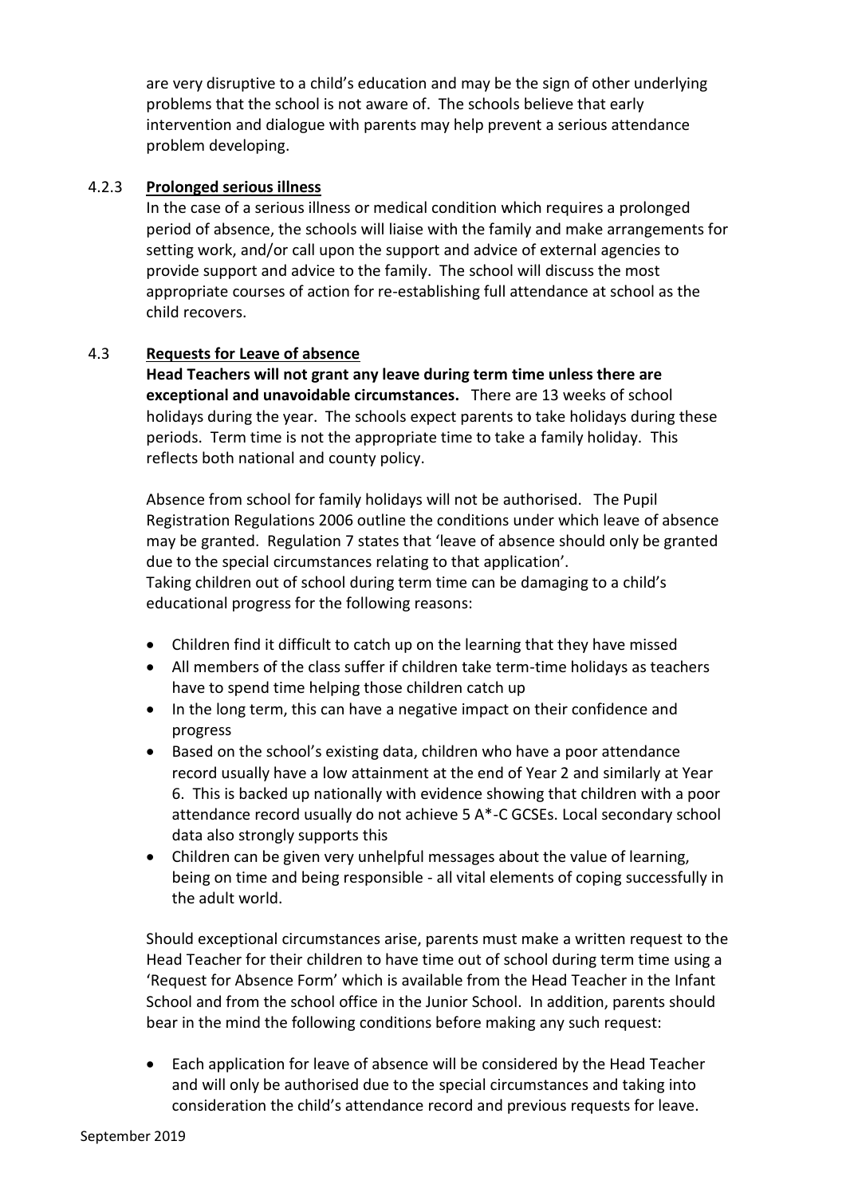are very disruptive to a child's education and may be the sign of other underlying problems that the school is not aware of. The schools believe that early intervention and dialogue with parents may help prevent a serious attendance problem developing.

### 4.2.3 Prolonged serious illness

In the case of a serious illness or medical condition which requires a prolonged period of absence, the schools will liaise with the family and make arrangements for setting work, and/or call upon the support and advice of external agencies to provide support and advice to the family. The school will discuss the most appropriate courses of action for re-establishing full attendance at school as the child recovers.

## 4.3 Requests for Leave of absence

**Head Teachers will not grant any leave during term time unless there are exceptional and unavoidable circumstances.** There are 13 weeks of school holidays during the year. The schools expect parents to take holidays during these periods. Term time is not the appropriate time to take a family holiday. This reflects both national and county policy.

Absence from school for family holidays will not be authorised. The Pupil Registration Regulations 2006 outline the conditions under which leave of absence may be granted. Regulation 7 states that 'leave of absence should only be granted due to the special circumstances relating to that application'.
Taking children out of school during term time can be damaging to a child's educational progress for the following reasons:

- Children find it difficult to catch up on the learning that they have missed
- All members of the class suffer if children take term-time holidays as teachers have to spend time helping those children catch up
- In the long term, this can have a negative impact on their confidence and progress
- Based on the school's existing data, children who have a poor attendance record usually have a low attainment at the end of Year 2 and similarly at Year 6. This is backed up nationally with evidence showing that children with a poor attendance record usually do not achieve 5 A*-C GCSEs. Local secondary school data also strongly supports this
- Children can be given very unhelpful messages about the value of learning, being on time and being responsible - all vital elements of coping successfully in the adult world.

Should exceptional circumstances arise, parents must make a written request to the Head Teacher for their children to have time out of school during term time using a 'Request for Absence Form' which is available from the Head Teacher in the Infant School and from the school office in the Junior School. In addition, parents should bear in the mind the following conditions before making any such request:

- Each application for leave of absence will be considered by the Head Teacher and will only be authorised due to the special circumstances and taking into consideration the child's attendance record and previous requests for leave.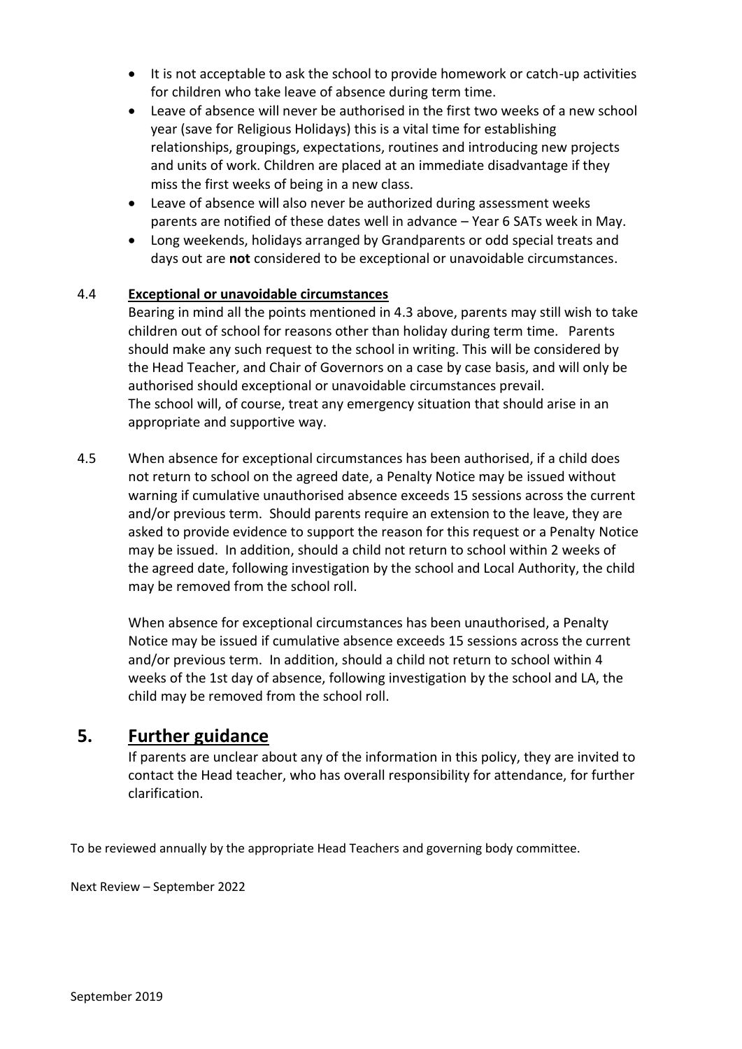- It is not acceptable to ask the school to provide homework or catch-up activities for children who take leave of absence during term time.
- Leave of absence will never be authorised in the first two weeks of a new school year (save for Religious Holidays) this is a vital time for establishing relationships, groupings, expectations, routines and introducing new projects and units of work. Children are placed at an immediate disadvantage if they miss the first weeks of being in a new class.
- Leave of absence will also never be authorized during assessment weeks parents are notified of these dates well in advance – Year 6 SATs week in May.
- Long weekends, holidays arranged by Grandparents or odd special treats and days out are **not** considered to be exceptional or unavoidable circumstances.

4.4 **Exceptional or unavoidable circumstances**

Bearing in mind all the points mentioned in 4.3 above, parents may still wish to take children out of school for reasons other than holiday during term time. Parents should make any such request to the school in writing. This will be considered by the Head Teacher, and Chair of Governors on a case by case basis, and will only be authorised should exceptional or unavoidable circumstances prevail.
The school will, of course, treat any emergency situation that should arise in an appropriate and supportive way.

4.5 When absence for exceptional circumstances has been authorised, if a child does not return to school on the agreed date, a Penalty Notice may be issued without warning if cumulative unauthorised absence exceeds 15 sessions across the current and/or previous term. Should parents require an extension to the leave, they are asked to provide evidence to support the reason for this request or a Penalty Notice may be issued. In addition, should a child not return to school within 2 weeks of the agreed date, following investigation by the school and Local Authority, the child may be removed from the school roll.

When absence for exceptional circumstances has been unauthorised, a Penalty Notice may be issued if cumulative absence exceeds 15 sessions across the current and/or previous term. In addition, should a child not return to school within 4 weeks of the 1st day of absence, following investigation by the school and LA, the child may be removed from the school roll.

## 5. Further guidance

If parents are unclear about any of the information in this policy, they are invited to contact the Head teacher, who has overall responsibility for attendance, for further clarification.

To be reviewed annually by the appropriate Head Teachers and governing body committee.

Next Review – September 2022

September 2019